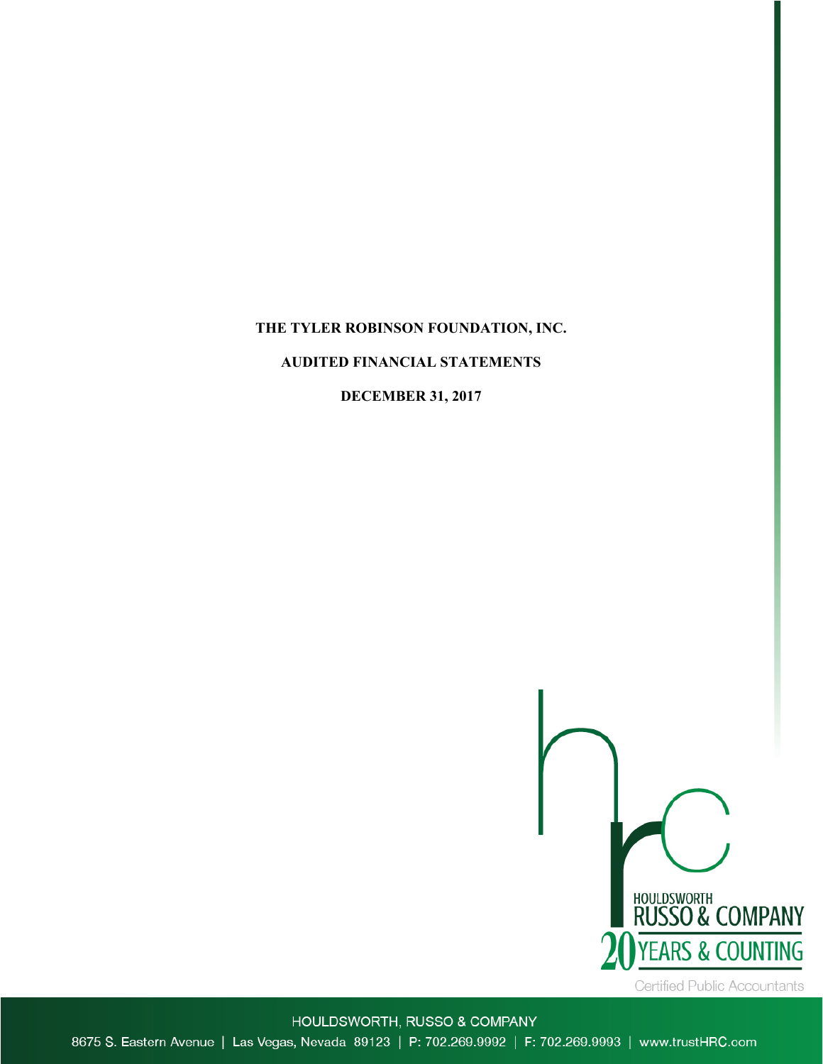# THE TYLER ROBINSON FOUNDATION, INC.

## AUDITED FINANCIAL STATEMENTS

## DECEMBER 31, 2017

HOULDSWORTH RUSSO & COMPANY

20 YEARS & COUNTING

Certified Public Accountants

HOULDSWORTH, RUSSO & COMPANY

8675 S. Eastern Avenue | Las Vegas, Nevada 89123 | P: 702.269.9992 | F: 702.269.9993 | www.trustHRC.com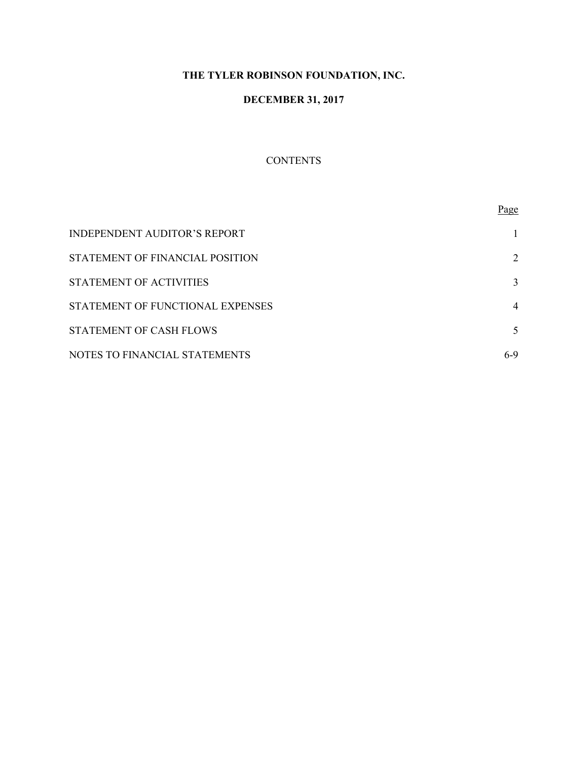**THE TYLER ROBINSON FOUNDATION, INC.**

**DECEMBER 31, 2017**

CONTENTS

| | Page |
|---|---|
| INDEPENDENT AUDITOR'S REPORT | 1 |
| STATEMENT OF FINANCIAL POSITION | 2 |
| STATEMENT OF ACTIVITIES | 3 |
| STATEMENT OF FUNCTIONAL EXPENSES | 4 |
| STATEMENT OF CASH FLOWS | 5 |
| NOTES TO FINANCIAL STATEMENTS | 6-9 |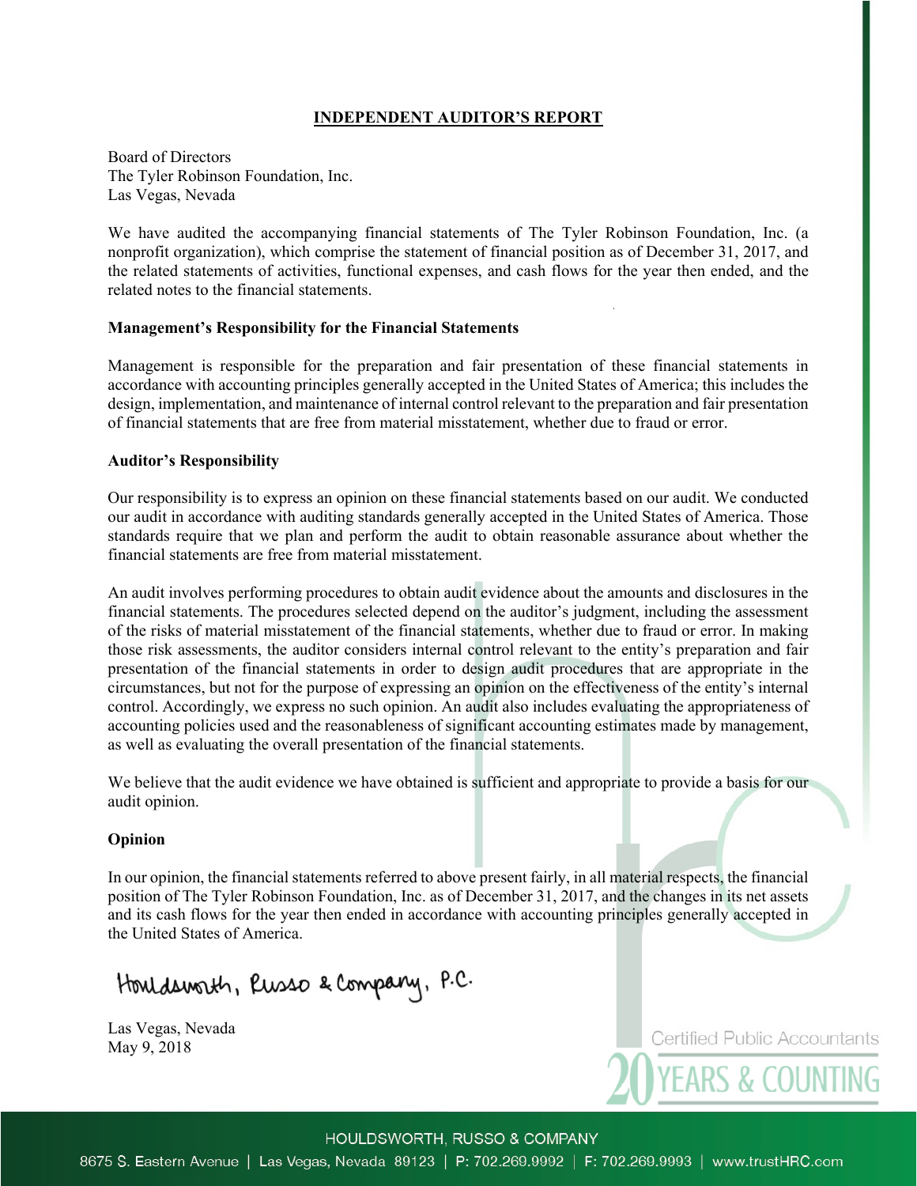# INDEPENDENT AUDITOR'S REPORT

Board of Directors
The Tyler Robinson Foundation, Inc.
Las Vegas, Nevada

We have audited the accompanying financial statements of The Tyler Robinson Foundation, Inc. (a nonprofit organization), which comprise the statement of financial position as of December 31, 2017, and the related statements of activities, functional expenses, and cash flows for the year then ended, and the related notes to the financial statements.

### Management's Responsibility for the Financial Statements

Management is responsible for the preparation and fair presentation of these financial statements in accordance with accounting principles generally accepted in the United States of America; this includes the design, implementation, and maintenance of internal control relevant to the preparation and fair presentation of financial statements that are free from material misstatement, whether due to fraud or error.

### Auditor's Responsibility

Our responsibility is to express an opinion on these financial statements based on our audit. We conducted our audit in accordance with auditing standards generally accepted in the United States of America. Those standards require that we plan and perform the audit to obtain reasonable assurance about whether the financial statements are free from material misstatement.

An audit involves performing procedures to obtain audit evidence about the amounts and disclosures in the financial statements. The procedures selected depend on the auditor's judgment, including the assessment of the risks of material misstatement of the financial statements, whether due to fraud or error. In making those risk assessments, the auditor considers internal control relevant to the entity's preparation and fair presentation of the financial statements in order to design audit procedures that are appropriate in the circumstances, but not for the purpose of expressing an opinion on the effectiveness of the entity's internal control. Accordingly, we express no such opinion. An audit also includes evaluating the appropriateness of accounting policies used and the reasonableness of significant accounting estimates made by management, as well as evaluating the overall presentation of the financial statements.

We believe that the audit evidence we have obtained is sufficient and appropriate to provide a basis for our audit opinion.

### Opinion

In our opinion, the financial statements referred to above present fairly, in all material respects, the financial position of The Tyler Robinson Foundation, Inc. as of December 31, 2017, and the changes in its net assets and its cash flows for the year then ended in accordance with accounting principles generally accepted in the United States of America.

Houldsworth, Russo & Company, P.C.

Las Vegas, Nevada
May 9, 2018

Certified Public Accountants
20 YEARS & COUNTING

HOULDSWORTH, RUSSO & COMPANY
8675 S. Eastern Avenue | Las Vegas, Nevada 89123 | P: 702.269.9992 | F: 702.269.9993 | www.trustHRC.com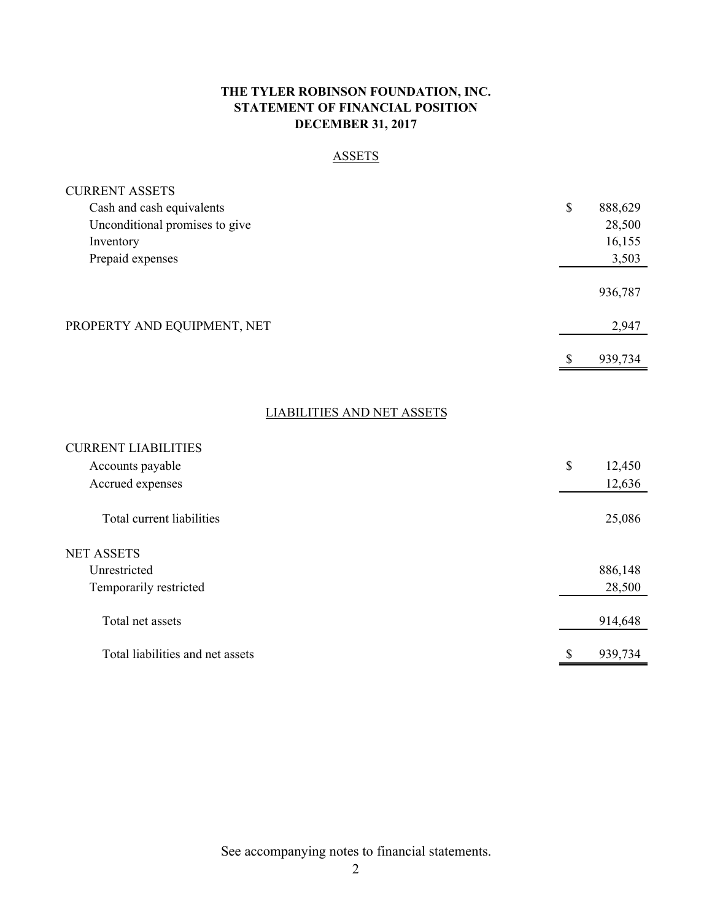**THE TYLER ROBINSON FOUNDATION, INC.**
**STATEMENT OF FINANCIAL POSITION**
**DECEMBER 31, 2017**

ASSETS

| | |
|---|---|
| CURRENT ASSETS | |
| Cash and cash equivalents | $ 888,629 |
| Unconditional promises to give | 28,500 |
| Inventory | 16,155 |
| Prepaid expenses | 3,503 |
| | 936,787 |
| PROPERTY AND EQUIPMENT, NET | 2,947 |
| | $ 939,734 |

LIABILITIES AND NET ASSETS

| | |
|---|---|
| CURRENT LIABILITIES | |
| Accounts payable | $ 12,450 |
| Accrued expenses | 12,636 |
| Total current liabilities | 25,086 |
| NET ASSETS | |
| Unrestricted | 886,148 |
| Temporarily restricted | 28,500 |
| Total net assets | 914,648 |
| Total liabilities and net assets | $ 939,734 |

See accompanying notes to financial statements.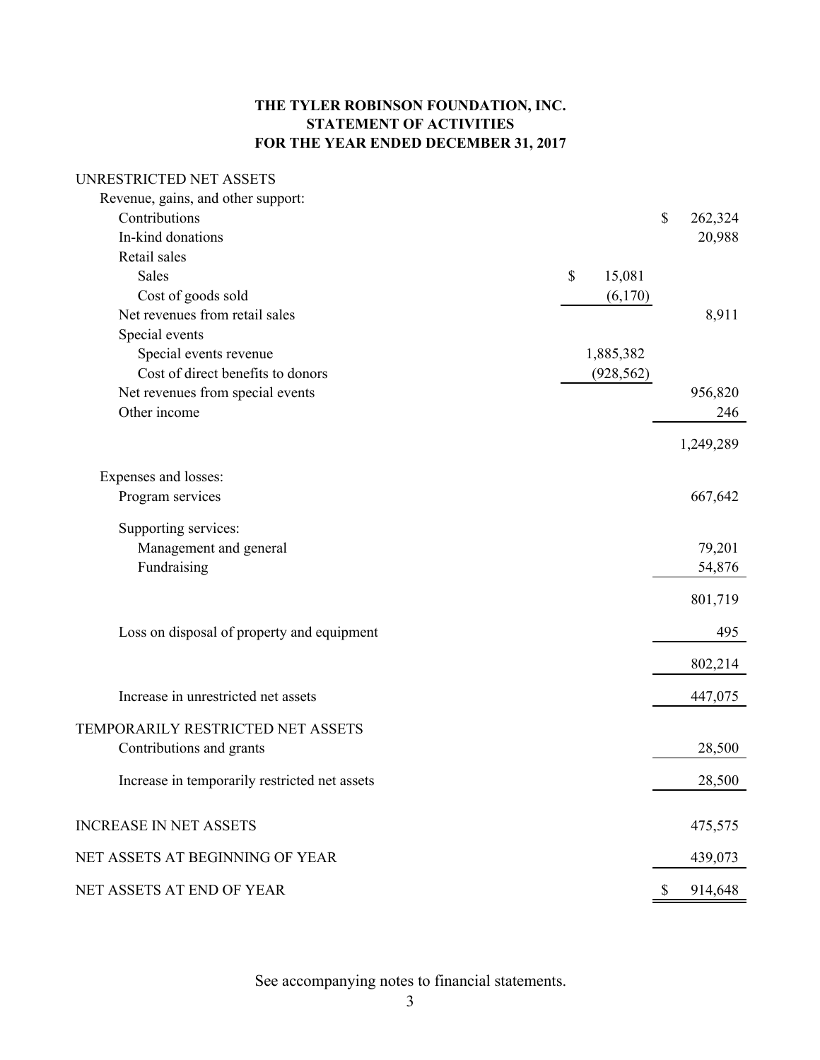# THE TYLER ROBINSON FOUNDATION, INC.
## STATEMENT OF ACTIVITIES
## FOR THE YEAR ENDED DECEMBER 31, 2017

| | | |
|---|---|---|
| UNRESTRICTED NET ASSETS | | |
| Revenue, gains, and other support: | | |
| Contributions | | $ 262,324 |
| In-kind donations | | 20,988 |
| Retail sales | | |
| Sales | $ 15,081 | |
| Cost of goods sold | (6,170) | |
| Net revenues from retail sales | | 8,911 |
| Special events | | |
| Special events revenue | 1,885,382 | |
| Cost of direct benefits to donors | (928,562) | |
| Net revenues from special events | | 956,820 |
| Other income | | 246 |
| | | 1,249,289 |
| Expenses and losses: | | |
| Program services | | 667,642 |
| Supporting services: | | |
| Management and general | | 79,201 |
| Fundraising | | 54,876 |
| | | 801,719 |
| Loss on disposal of property and equipment | | 495 |
| | | 802,214 |
| Increase in unrestricted net assets | | 447,075 |
| TEMPORARILY RESTRICTED NET ASSETS | | |
| Contributions and grants | | 28,500 |
| Increase in temporarily restricted net assets | | 28,500 |
| INCREASE IN NET ASSETS | | 475,575 |
| NET ASSETS AT BEGINNING OF YEAR | | 439,073 |
| NET ASSETS AT END OF YEAR | | $ 914,648 |

See accompanying notes to financial statements.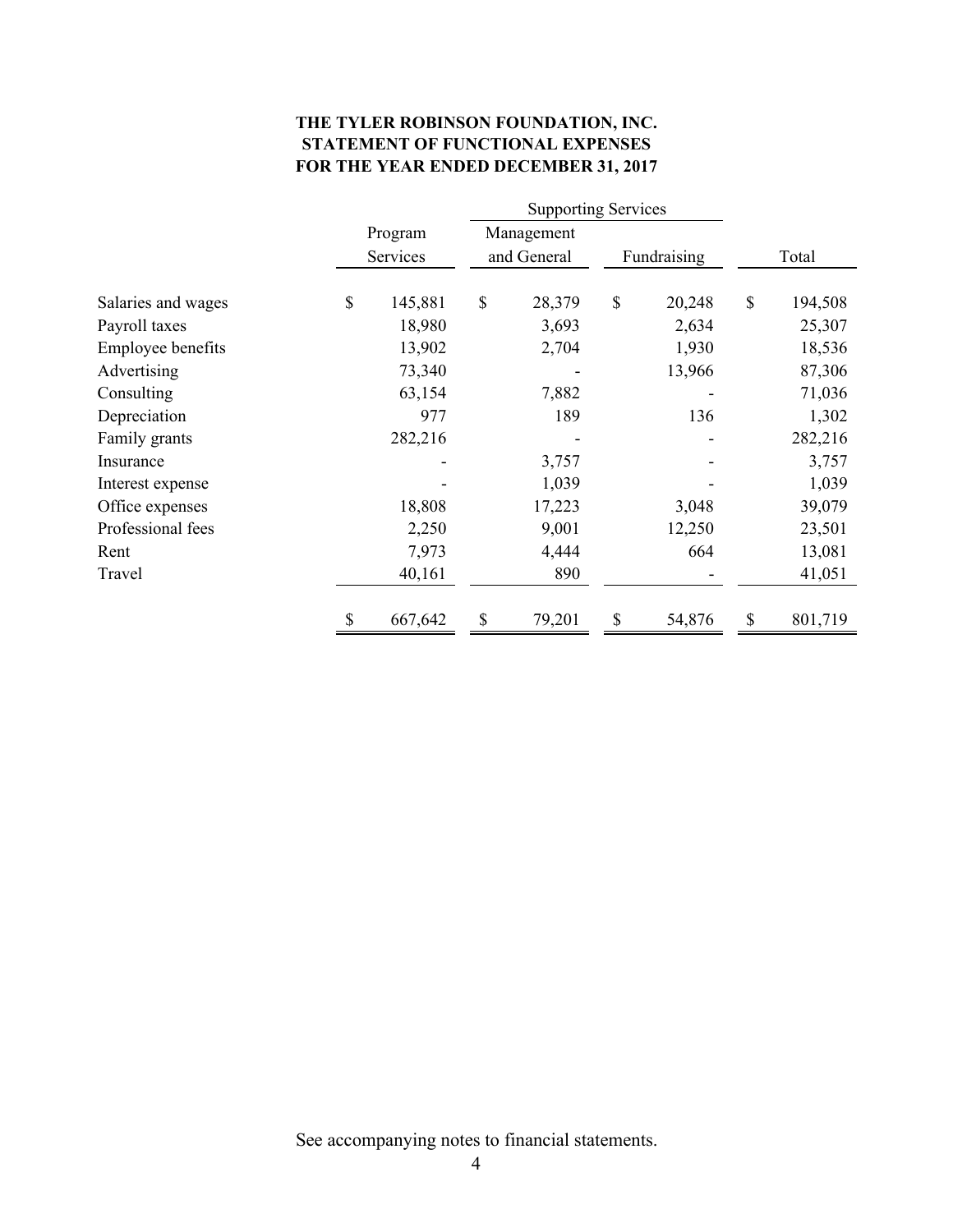**THE TYLER ROBINSON FOUNDATION, INC.**
**STATEMENT OF FUNCTIONAL EXPENSES**
**FOR THE YEAR ENDED DECEMBER 31, 2017**

| | | Supporting Services | | |
|---|---|---|---|---|
| | Program Services | Management and General | Fundraising | Total |
| Salaries and wages | $ 145,881 | $ 28,379 | $ 20,248 | $ 194,508 |
| Payroll taxes | 18,980 | 3,693 | 2,634 | 25,307 |
| Employee benefits | 13,902 | 2,704 | 1,930 | 18,536 |
| Advertising | 73,340 | - | 13,966 | 87,306 |
| Consulting | 63,154 | 7,882 | - | 71,036 |
| Depreciation | 977 | 189 | 136 | 1,302 |
| Family grants | 282,216 | - | - | 282,216 |
| Insurance | - | 3,757 | - | 3,757 |
| Interest expense | - | 1,039 | - | 1,039 |
| Office expenses | 18,808 | 17,223 | 3,048 | 39,079 |
| Professional fees | 2,250 | 9,001 | 12,250 | 23,501 |
| Rent | 7,973 | 4,444 | 664 | 13,081 |
| Travel | 40,161 | 890 | - | 41,051 |
| | $ 667,642 | $ 79,201 | $ 54,876 | $ 801,719 |

See accompanying notes to financial statements.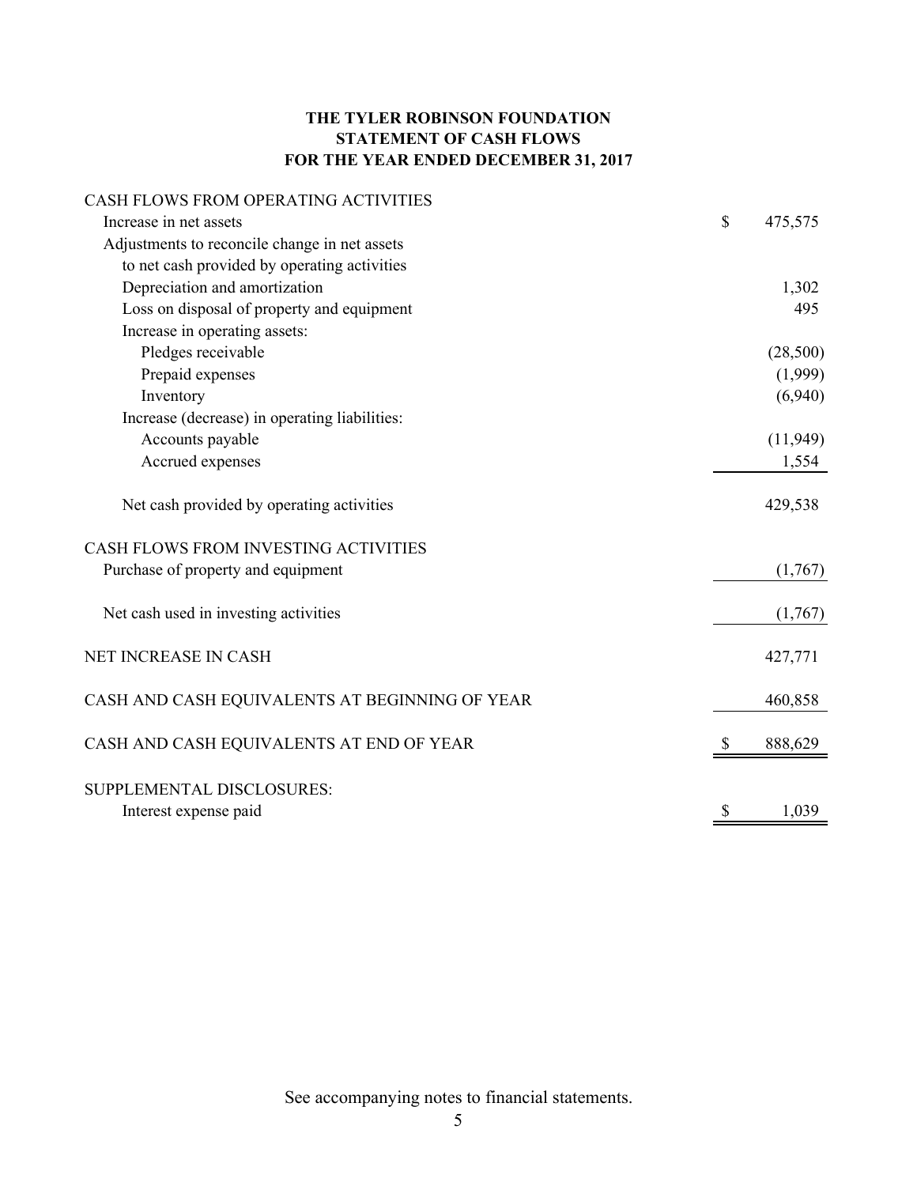# THE TYLER ROBINSON FOUNDATION
## STATEMENT OF CASH FLOWS
## FOR THE YEAR ENDED DECEMBER 31, 2017

| | |
|---|---|
| CASH FLOWS FROM OPERATING ACTIVITIES | |
| Increase in net assets | $ 475,575 |
| Adjustments to reconcile change in net assets to net cash provided by operating activities | |
| Depreciation and amortization | 1,302 |
| Loss on disposal of property and equipment | 495 |
| Increase in operating assets: | |
| Pledges receivable | (28,500) |
| Prepaid expenses | (1,999) |
| Inventory | (6,940) |
| Increase (decrease) in operating liabilities: | |
| Accounts payable | (11,949) |
| Accrued expenses | 1,554 |
| Net cash provided by operating activities | 429,538 |
| CASH FLOWS FROM INVESTING ACTIVITIES | |
| Purchase of property and equipment | (1,767) |
| Net cash used in investing activities | (1,767) |
| NET INCREASE IN CASH | 427,771 |
| CASH AND CASH EQUIVALENTS AT BEGINNING OF YEAR | 460,858 |
| CASH AND CASH EQUIVALENTS AT END OF YEAR | $ 888,629 |
| SUPPLEMENTAL DISCLOSURES: | |
| Interest expense paid | $ 1,039 |

See accompanying notes to financial statements.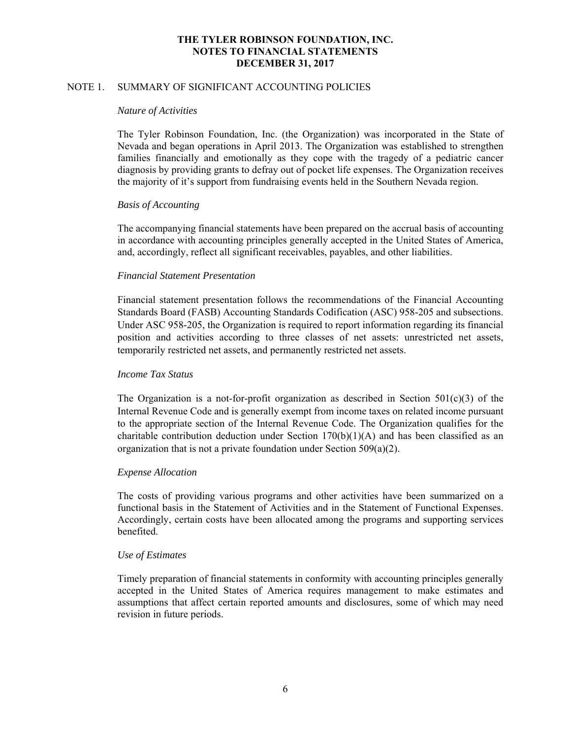# THE TYLER ROBINSON FOUNDATION, INC.
# NOTES TO FINANCIAL STATEMENTS
# DECEMBER 31, 2017

## NOTE 1. SUMMARY OF SIGNIFICANT ACCOUNTING POLICIES

*Nature of Activities*

The Tyler Robinson Foundation, Inc. (the Organization) was incorporated in the State of Nevada and began operations in April 2013. The Organization was established to strengthen families financially and emotionally as they cope with the tragedy of a pediatric cancer diagnosis by providing grants to defray out of pocket life expenses. The Organization receives the majority of it's support from fundraising events held in the Southern Nevada region.

*Basis of Accounting*

The accompanying financial statements have been prepared on the accrual basis of accounting in accordance with accounting principles generally accepted in the United States of America, and, accordingly, reflect all significant receivables, payables, and other liabilities.

*Financial Statement Presentation*

Financial statement presentation follows the recommendations of the Financial Accounting Standards Board (FASB) Accounting Standards Codification (ASC) 958-205 and subsections. Under ASC 958-205, the Organization is required to report information regarding its financial position and activities according to three classes of net assets: unrestricted net assets, temporarily restricted net assets, and permanently restricted net assets.

*Income Tax Status*

The Organization is a not-for-profit organization as described in Section 501(c)(3) of the Internal Revenue Code and is generally exempt from income taxes on related income pursuant to the appropriate section of the Internal Revenue Code. The Organization qualifies for the charitable contribution deduction under Section 170(b)(1)(A) and has been classified as an organization that is not a private foundation under Section 509(a)(2).

*Expense Allocation*

The costs of providing various programs and other activities have been summarized on a functional basis in the Statement of Activities and in the Statement of Functional Expenses. Accordingly, certain costs have been allocated among the programs and supporting services benefited.

*Use of Estimates*

Timely preparation of financial statements in conformity with accounting principles generally accepted in the United States of America requires management to make estimates and assumptions that affect certain reported amounts and disclosures, some of which may need revision in future periods.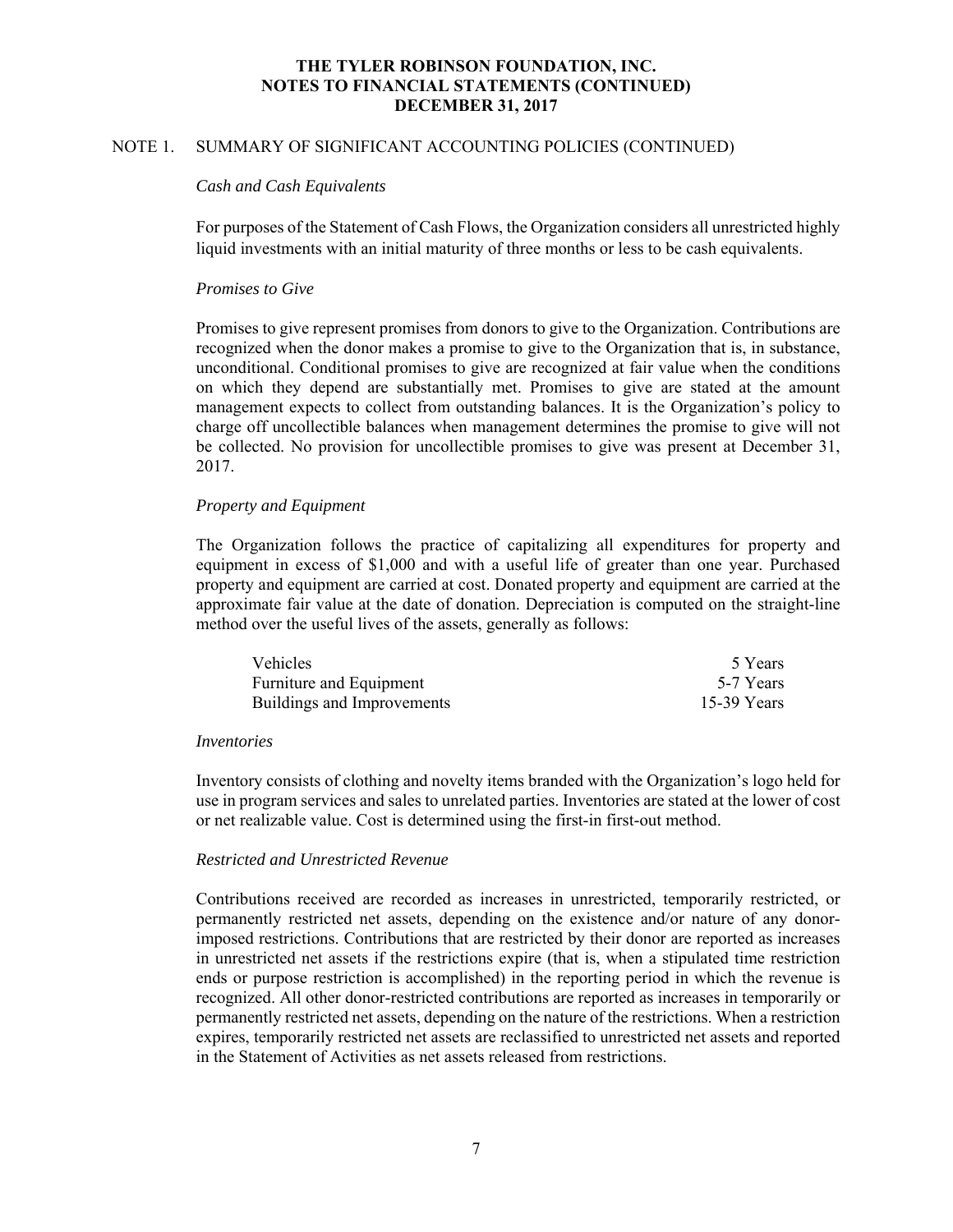# THE TYLER ROBINSON FOUNDATION, INC.
## NOTES TO FINANCIAL STATEMENTS (CONTINUED)
## DECEMBER 31, 2017

### NOTE 1. SUMMARY OF SIGNIFICANT ACCOUNTING POLICIES (CONTINUED)

*Cash and Cash Equivalents*

For purposes of the Statement of Cash Flows, the Organization considers all unrestricted highly liquid investments with an initial maturity of three months or less to be cash equivalents.

*Promises to Give*

Promises to give represent promises from donors to give to the Organization. Contributions are recognized when the donor makes a promise to give to the Organization that is, in substance, unconditional. Conditional promises to give are recognized at fair value when the conditions on which they depend are substantially met. Promises to give are stated at the amount management expects to collect from outstanding balances. It is the Organization's policy to charge off uncollectible balances when management determines the promise to give will not be collected. No provision for uncollectible promises to give was present at December 31, 2017.

*Property and Equipment*

The Organization follows the practice of capitalizing all expenditures for property and equipment in excess of $1,000 and with a useful life of greater than one year. Purchased property and equipment are carried at cost. Donated property and equipment are carried at the approximate fair value at the date of donation. Depreciation is computed on the straight-line method over the useful lives of the assets, generally as follows:

| | |
|---|---|
| Vehicles | 5 Years |
| Furniture and Equipment | 5-7 Years |
| Buildings and Improvements | 15-39 Years |

*Inventories*

Inventory consists of clothing and novelty items branded with the Organization's logo held for use in program services and sales to unrelated parties. Inventories are stated at the lower of cost or net realizable value. Cost is determined using the first-in first-out method.

*Restricted and Unrestricted Revenue*

Contributions received are recorded as increases in unrestricted, temporarily restricted, or permanently restricted net assets, depending on the existence and/or nature of any donor-imposed restrictions. Contributions that are restricted by their donor are reported as increases in unrestricted net assets if the restrictions expire (that is, when a stipulated time restriction ends or purpose restriction is accomplished) in the reporting period in which the revenue is recognized. All other donor-restricted contributions are reported as increases in temporarily or permanently restricted net assets, depending on the nature of the restrictions. When a restriction expires, temporarily restricted net assets are reclassified to unrestricted net assets and reported in the Statement of Activities as net assets released from restrictions.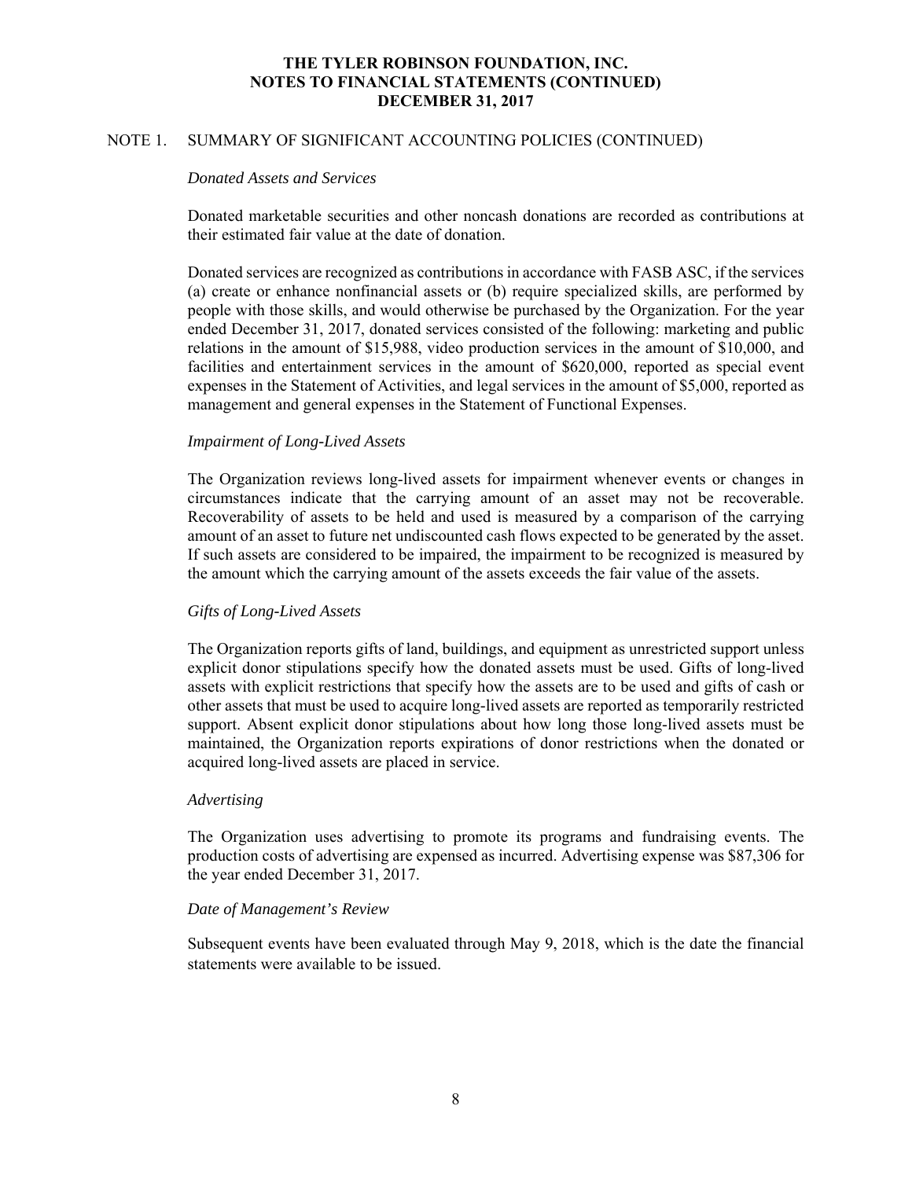# THE TYLER ROBINSON FOUNDATION, INC.
# NOTES TO FINANCIAL STATEMENTS (CONTINUED)
# DECEMBER 31, 2017

## NOTE 1. SUMMARY OF SIGNIFICANT ACCOUNTING POLICIES (CONTINUED)

### *Donated Assets and Services*

Donated marketable securities and other noncash donations are recorded as contributions at their estimated fair value at the date of donation.

Donated services are recognized as contributions in accordance with FASB ASC, if the services (a) create or enhance nonfinancial assets or (b) require specialized skills, are performed by people with those skills, and would otherwise be purchased by the Organization. For the year ended December 31, 2017, donated services consisted of the following: marketing and public relations in the amount of $15,988, video production services in the amount of $10,000, and facilities and entertainment services in the amount of $620,000, reported as special event expenses in the Statement of Activities, and legal services in the amount of $5,000, reported as management and general expenses in the Statement of Functional Expenses.

### *Impairment of Long-Lived Assets*

The Organization reviews long-lived assets for impairment whenever events or changes in circumstances indicate that the carrying amount of an asset may not be recoverable. Recoverability of assets to be held and used is measured by a comparison of the carrying amount of an asset to future net undiscounted cash flows expected to be generated by the asset. If such assets are considered to be impaired, the impairment to be recognized is measured by the amount which the carrying amount of the assets exceeds the fair value of the assets.

### *Gifts of Long-Lived Assets*

The Organization reports gifts of land, buildings, and equipment as unrestricted support unless explicit donor stipulations specify how the donated assets must be used. Gifts of long-lived assets with explicit restrictions that specify how the assets are to be used and gifts of cash or other assets that must be used to acquire long-lived assets are reported as temporarily restricted support. Absent explicit donor stipulations about how long those long-lived assets must be maintained, the Organization reports expirations of donor restrictions when the donated or acquired long-lived assets are placed in service.

### *Advertising*

The Organization uses advertising to promote its programs and fundraising events. The production costs of advertising are expensed as incurred. Advertising expense was $87,306 for the year ended December 31, 2017.

### *Date of Management's Review*

Subsequent events have been evaluated through May 9, 2018, which is the date the financial statements were available to be issued.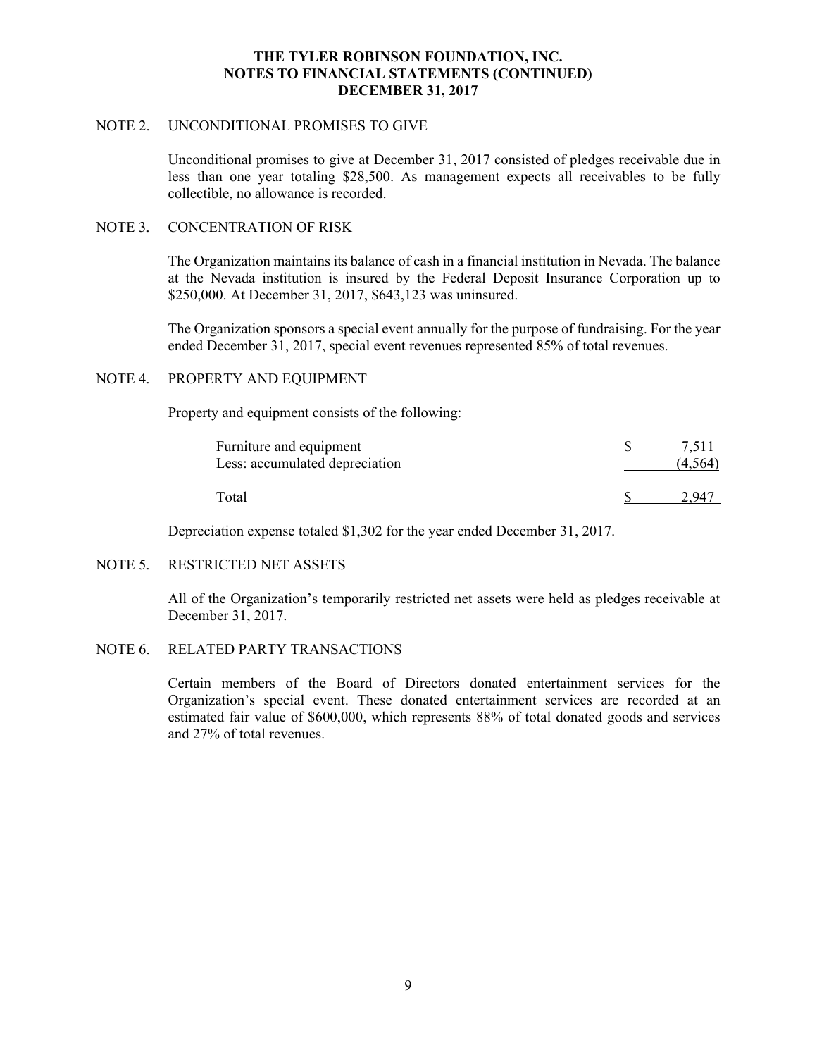# THE TYLER ROBINSON FOUNDATION, INC.
# NOTES TO FINANCIAL STATEMENTS (CONTINUED)
# DECEMBER 31, 2017

## NOTE 2. UNCONDITIONAL PROMISES TO GIVE

Unconditional promises to give at December 31, 2017 consisted of pledges receivable due in less than one year totaling $28,500. As management expects all receivables to be fully collectible, no allowance is recorded.

## NOTE 3. CONCENTRATION OF RISK

The Organization maintains its balance of cash in a financial institution in Nevada. The balance at the Nevada institution is insured by the Federal Deposit Insurance Corporation up to $250,000. At December 31, 2017, $643,123 was uninsured.

The Organization sponsors a special event annually for the purpose of fundraising. For the year ended December 31, 2017, special event revenues represented 85% of total revenues.

## NOTE 4. PROPERTY AND EQUIPMENT

Property and equipment consists of the following:

| | |
|---|---|
| Furniture and equipment | $ 7,511 |
| Less: accumulated depreciation | (4,564) |
| Total | $ 2,947 |

Depreciation expense totaled $1,302 for the year ended December 31, 2017.

## NOTE 5. RESTRICTED NET ASSETS

All of the Organization's temporarily restricted net assets were held as pledges receivable at December 31, 2017.

## NOTE 6. RELATED PARTY TRANSACTIONS

Certain members of the Board of Directors donated entertainment services for the Organization's special event. These donated entertainment services are recorded at an estimated fair value of $600,000, which represents 88% of total donated goods and services and 27% of total revenues.